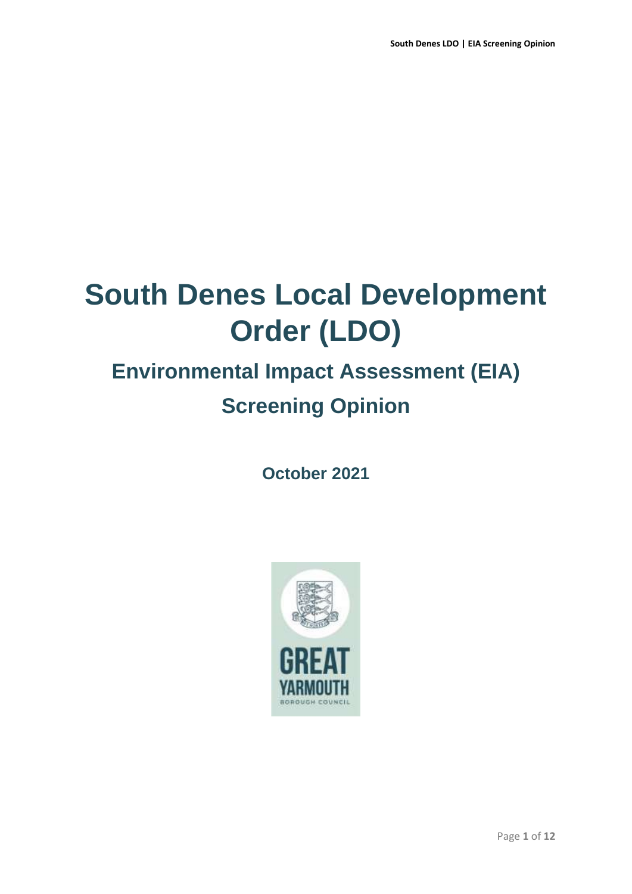# South Denes Local Development Order (LDO)

## Environmental Impact Assessment (EIA) Screening Opinion

**October 2021**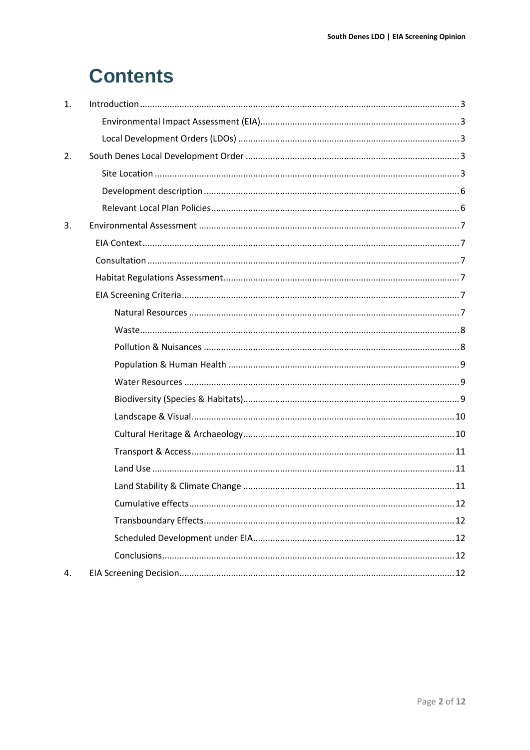# Contents

1. Introduction ........ 3
    - Environmental Impact Assessment (EIA) ........ 3
    - Local Development Orders (LDOs) ........ 3
2. South Denes Local Development Order ........ 3
    - Site Location ........ 3
    - Development description ........ 6
    - Relevant Local Plan Policies ........ 6
3. Environmental Assessment ........ 7
    - EIA Context ........ 7
    - Consultation ........ 7
    - Habitat Regulations Assessment ........ 7
    - EIA Screening Criteria ........ 7
        - Natural Resources ........ 7
        - Waste ........ 8
        - Pollution & Nuisances ........ 8
        - Population & Human Health ........ 9
        - Water Resources ........ 9
        - Biodiversity (Species & Habitats) ........ 9
        - Landscape & Visual ........ 10
        - Cultural Heritage & Archaeology ........ 10
        - Transport & Access ........ 11
        - Land Use ........ 11
        - Land Stability & Climate Change ........ 11
        - Cumulative effects ........ 12
        - Transboundary Effects ........ 12
        - Scheduled Development under EIA ........ 12
        - Conclusions ........ 12
4. EIA Screening Decision ........ 12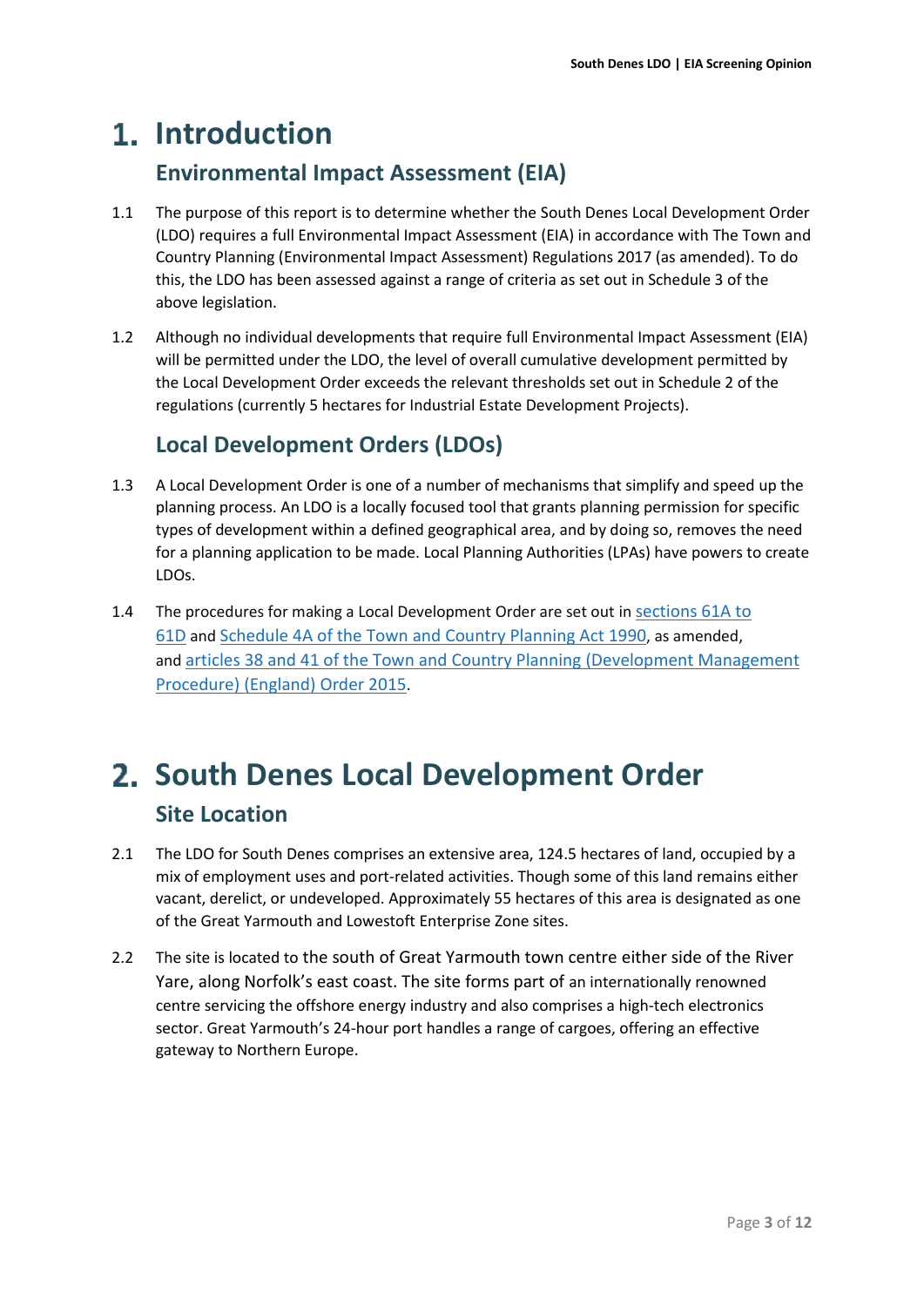# 1. Introduction

## Environmental Impact Assessment (EIA)

1.1 The purpose of this report is to determine whether the South Denes Local Development Order (LDO) requires a full Environmental Impact Assessment (EIA) in accordance with The Town and Country Planning (Environmental Impact Assessment) Regulations 2017 (as amended). To do this, the LDO has been assessed against a range of criteria as set out in Schedule 3 of the above legislation.

1.2 Although no individual developments that require full Environmental Impact Assessment (EIA) will be permitted under the LDO, the level of overall cumulative development permitted by the Local Development Order exceeds the relevant thresholds set out in Schedule 2 of the regulations (currently 5 hectares for Industrial Estate Development Projects).

## Local Development Orders (LDOs)

1.3 A Local Development Order is one of a number of mechanisms that simplify and speed up the planning process. An LDO is a locally focused tool that grants planning permission for specific types of development within a defined geographical area, and by doing so, removes the need for a planning application to be made. Local Planning Authorities (LPAs) have powers to create LDOs.

1.4 The procedures for making a Local Development Order are set out in sections 61A to 61D and Schedule 4A of the Town and Country Planning Act 1990, as amended, and articles 38 and 41 of the Town and Country Planning (Development Management Procedure) (England) Order 2015.

# 2. South Denes Local Development Order

## Site Location

2.1 The LDO for South Denes comprises an extensive area, 124.5 hectares of land, occupied by a mix of employment uses and port-related activities. Though some of this land remains either vacant, derelict, or undeveloped. Approximately 55 hectares of this area is designated as one of the Great Yarmouth and Lowestoft Enterprise Zone sites.

2.2 The site is located to the south of Great Yarmouth town centre either side of the River Yare, along Norfolk's east coast. The site forms part of an internationally renowned centre servicing the offshore energy industry and also comprises a high-tech electronics sector. Great Yarmouth's 24-hour port handles a range of cargoes, offering an effective gateway to Northern Europe.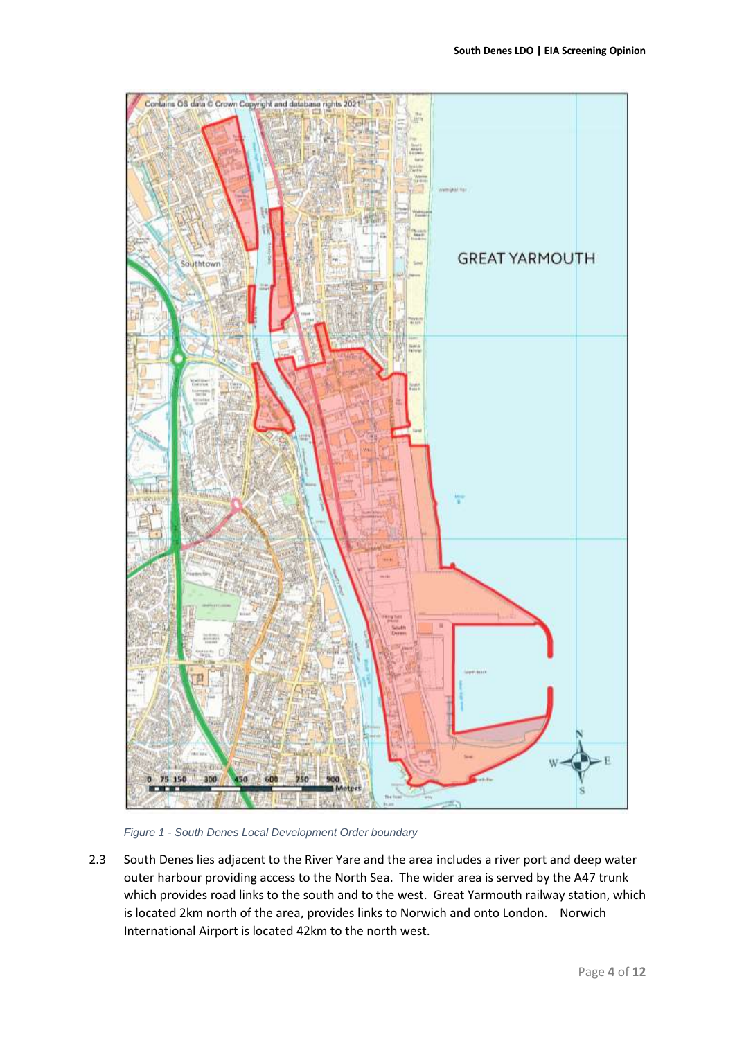*Figure 1 - South Denes Local Development Order boundary*

2.3 South Denes lies adjacent to the River Yare and the area includes a river port and deep water outer harbour providing access to the North Sea. The wider area is served by the A47 trunk which provides road links to the south and to the west. Great Yarmouth railway station, which is located 2km north of the area, provides links to Norwich and onto London. Norwich International Airport is located 42km to the north west.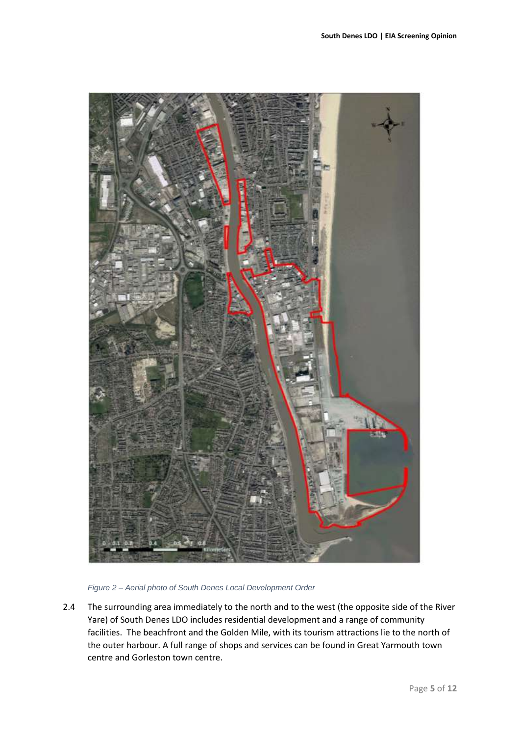*Figure 2 – Aerial photo of South Denes Local Development Order*

2.4 The surrounding area immediately to the north and to the west (the opposite side of the River Yare) of South Denes LDO includes residential development and a range of community facilities. The beachfront and the Golden Mile, with its tourism attractions lie to the north of the outer harbour. A full range of shops and services can be found in Great Yarmouth town centre and Gorleston town centre.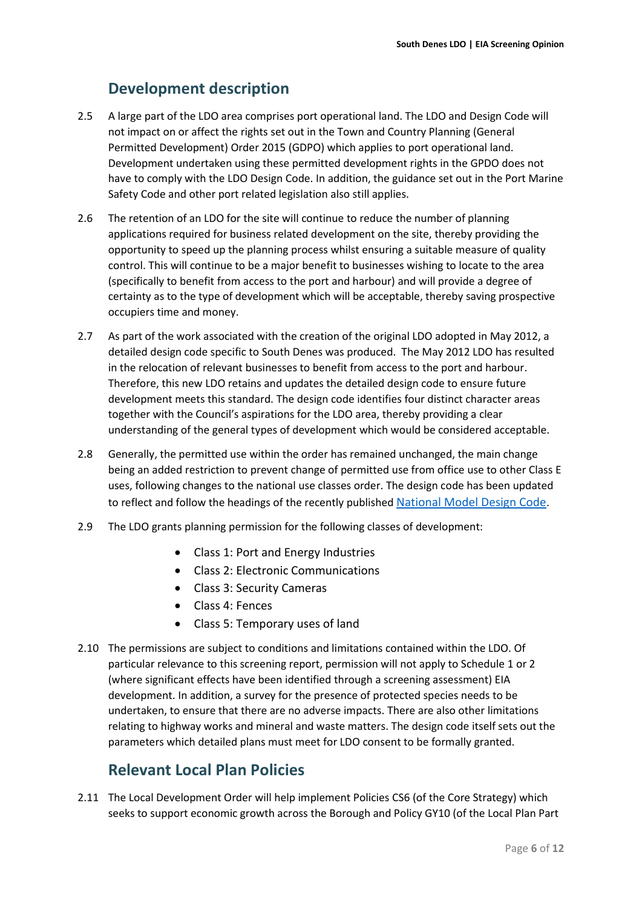## Development description

2.5 A large part of the LDO area comprises port operational land. The LDO and Design Code will not impact on or affect the rights set out in the Town and Country Planning (General Permitted Development) Order 2015 (GDPO) which applies to port operational land. Development undertaken using these permitted development rights in the GPDO does not have to comply with the LDO Design Code. In addition, the guidance set out in the Port Marine Safety Code and other port related legislation also still applies.

2.6 The retention of an LDO for the site will continue to reduce the number of planning applications required for business related development on the site, thereby providing the opportunity to speed up the planning process whilst ensuring a suitable measure of quality control. This will continue to be a major benefit to businesses wishing to locate to the area (specifically to benefit from access to the port and harbour) and will provide a degree of certainty as to the type of development which will be acceptable, thereby saving prospective occupiers time and money.

2.7 As part of the work associated with the creation of the original LDO adopted in May 2012, a detailed design code specific to South Denes was produced. The May 2012 LDO has resulted in the relocation of relevant businesses to benefit from access to the port and harbour. Therefore, this new LDO retains and updates the detailed design code to ensure future development meets this standard. The design code identifies four distinct character areas together with the Council's aspirations for the LDO area, thereby providing a clear understanding of the general types of development which would be considered acceptable.

2.8 Generally, the permitted use within the order has remained unchanged, the main change being an added restriction to prevent change of permitted use from office use to other Class E uses, following changes to the national use classes order. The design code has been updated to reflect and follow the headings of the recently published National Model Design Code.

2.9 The LDO grants planning permission for the following classes of development:

- Class 1: Port and Energy Industries
- Class 2: Electronic Communications
- Class 3: Security Cameras
- Class 4: Fences
- Class 5: Temporary uses of land

2.10 The permissions are subject to conditions and limitations contained within the LDO. Of particular relevance to this screening report, permission will not apply to Schedule 1 or 2 (where significant effects have been identified through a screening assessment) EIA development. In addition, a survey for the presence of protected species needs to be undertaken, to ensure that there are no adverse impacts. There are also other limitations relating to highway works and mineral and waste matters. The design code itself sets out the parameters which detailed plans must meet for LDO consent to be formally granted.

## Relevant Local Plan Policies

2.11 The Local Development Order will help implement Policies CS6 (of the Core Strategy) which seeks to support economic growth across the Borough and Policy GY10 (of the Local Plan Part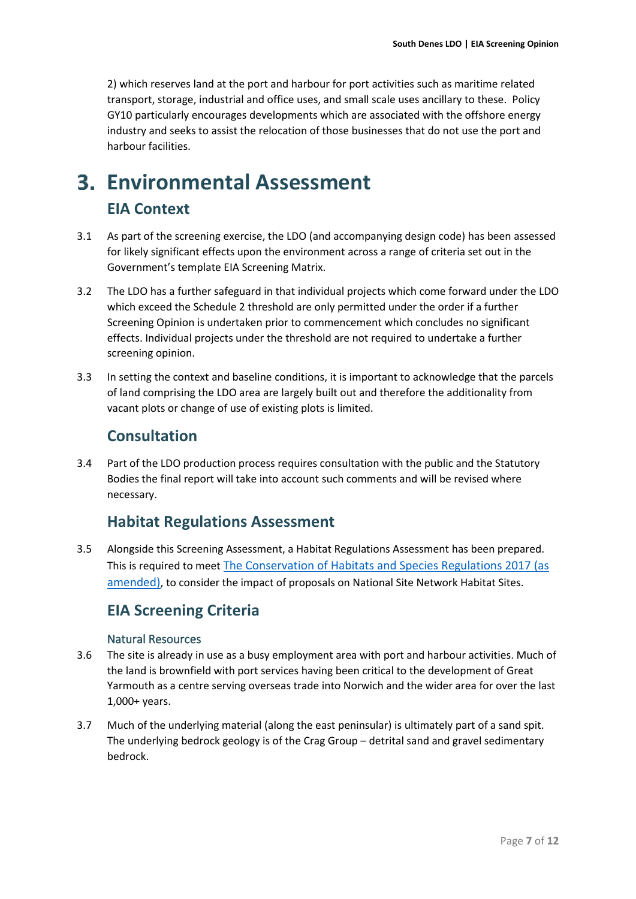2) which reserves land at the port and harbour for port activities such as maritime related transport, storage, industrial and office uses, and small scale uses ancillary to these. Policy GY10 particularly encourages developments which are associated with the offshore energy industry and seeks to assist the relocation of those businesses that do not use the port and harbour facilities.

# 3. Environmental Assessment

## EIA Context

3.1 As part of the screening exercise, the LDO (and accompanying design code) has been assessed for likely significant effects upon the environment across a range of criteria set out in the Government's template EIA Screening Matrix.

3.2 The LDO has a further safeguard in that individual projects which come forward under the LDO which exceed the Schedule 2 threshold are only permitted under the order if a further Screening Opinion is undertaken prior to commencement which concludes no significant effects. Individual projects under the threshold are not required to undertake a further screening opinion.

3.3 In setting the context and baseline conditions, it is important to acknowledge that the parcels of land comprising the LDO area are largely built out and therefore the additionality from vacant plots or change of use of existing plots is limited.

## Consultation

3.4 Part of the LDO production process requires consultation with the public and the Statutory Bodies the final report will take into account such comments and will be revised where necessary.

## Habitat Regulations Assessment

3.5 Alongside this Screening Assessment, a Habitat Regulations Assessment has been prepared. This is required to meet The Conservation of Habitats and Species Regulations 2017 (as amended), to consider the impact of proposals on National Site Network Habitat Sites.

## EIA Screening Criteria

### Natural Resources

3.6 The site is already in use as a busy employment area with port and harbour activities. Much of the land is brownfield with port services having been critical to the development of Great Yarmouth as a centre serving overseas trade into Norwich and the wider area for over the last 1,000+ years.

3.7 Much of the underlying material (along the east peninsular) is ultimately part of a sand spit. The underlying bedrock geology is of the Crag Group – detrital sand and gravel sedimentary bedrock.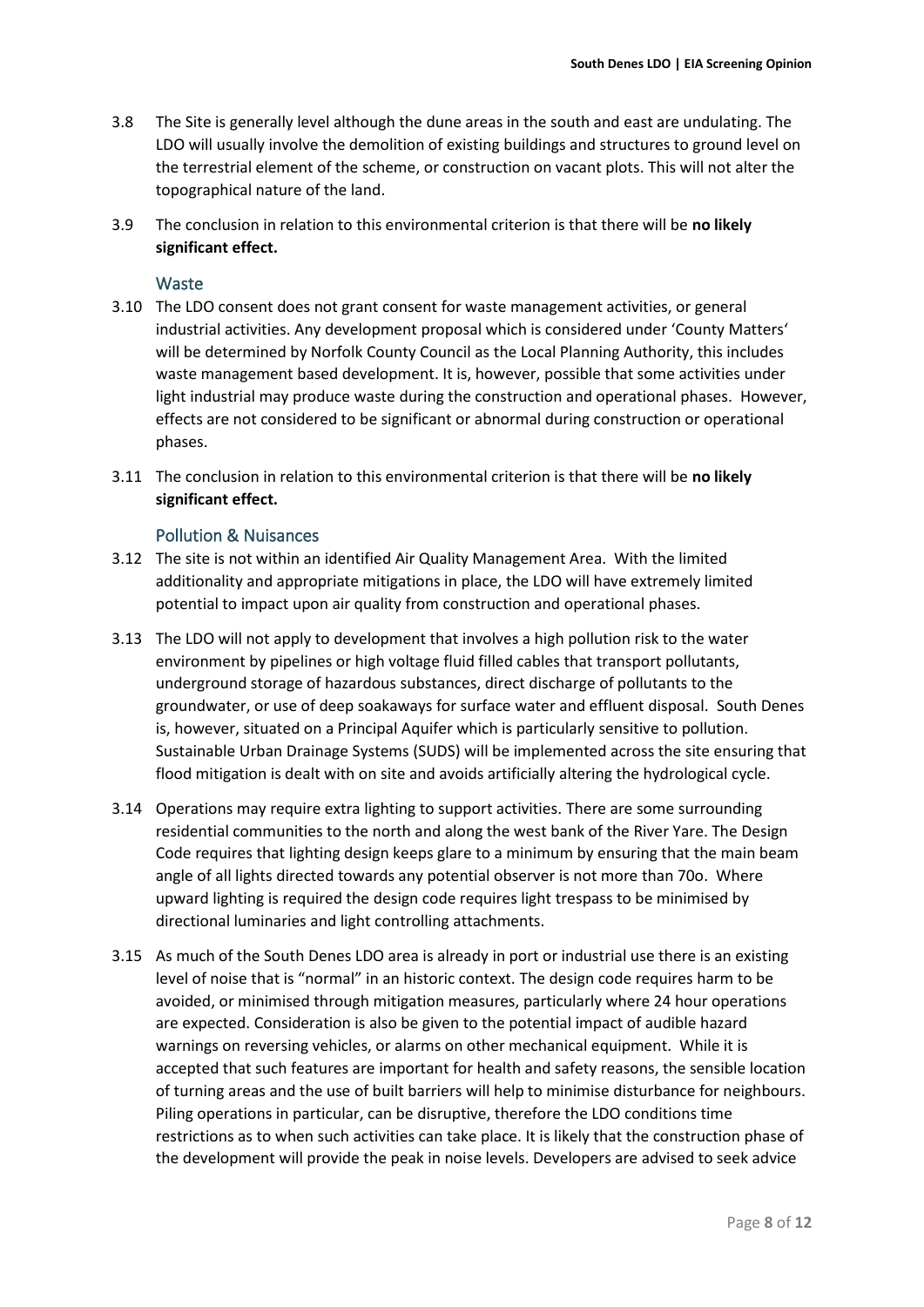3.8 The Site is generally level although the dune areas in the south and east are undulating. The LDO will usually involve the demolition of existing buildings and structures to ground level on the terrestrial element of the scheme, or construction on vacant plots. This will not alter the topographical nature of the land.

3.9 The conclusion in relation to this environmental criterion is that there will be **no likely significant effect.**

### Waste

3.10 The LDO consent does not grant consent for waste management activities, or general industrial activities. Any development proposal which is considered under 'County Matters' will be determined by Norfolk County Council as the Local Planning Authority, this includes waste management based development. It is, however, possible that some activities under light industrial may produce waste during the construction and operational phases. However, effects are not considered to be significant or abnormal during construction or operational phases.

3.11 The conclusion in relation to this environmental criterion is that there will be **no likely significant effect.**

### Pollution & Nuisances

3.12 The site is not within an identified Air Quality Management Area. With the limited additionality and appropriate mitigations in place, the LDO will have extremely limited potential to impact upon air quality from construction and operational phases.

3.13 The LDO will not apply to development that involves a high pollution risk to the water environment by pipelines or high voltage fluid filled cables that transport pollutants, underground storage of hazardous substances, direct discharge of pollutants to the groundwater, or use of deep soakaways for surface water and effluent disposal. South Denes is, however, situated on a Principal Aquifer which is particularly sensitive to pollution. Sustainable Urban Drainage Systems (SUDS) will be implemented across the site ensuring that flood mitigation is dealt with on site and avoids artificially altering the hydrological cycle.

3.14 Operations may require extra lighting to support activities. There are some surrounding residential communities to the north and along the west bank of the River Yare. The Design Code requires that lighting design keeps glare to a minimum by ensuring that the main beam angle of all lights directed towards any potential observer is not more than 70o. Where upward lighting is required the design code requires light trespass to be minimised by directional luminaries and light controlling attachments.

3.15 As much of the South Denes LDO area is already in port or industrial use there is an existing level of noise that is "normal" in an historic context. The design code requires harm to be avoided, or minimised through mitigation measures, particularly where 24 hour operations are expected. Consideration is also be given to the potential impact of audible hazard warnings on reversing vehicles, or alarms on other mechanical equipment. While it is accepted that such features are important for health and safety reasons, the sensible location of turning areas and the use of built barriers will help to minimise disturbance for neighbours. Piling operations in particular, can be disruptive, therefore the LDO conditions time restrictions as to when such activities can take place. It is likely that the construction phase of the development will provide the peak in noise levels. Developers are advised to seek advice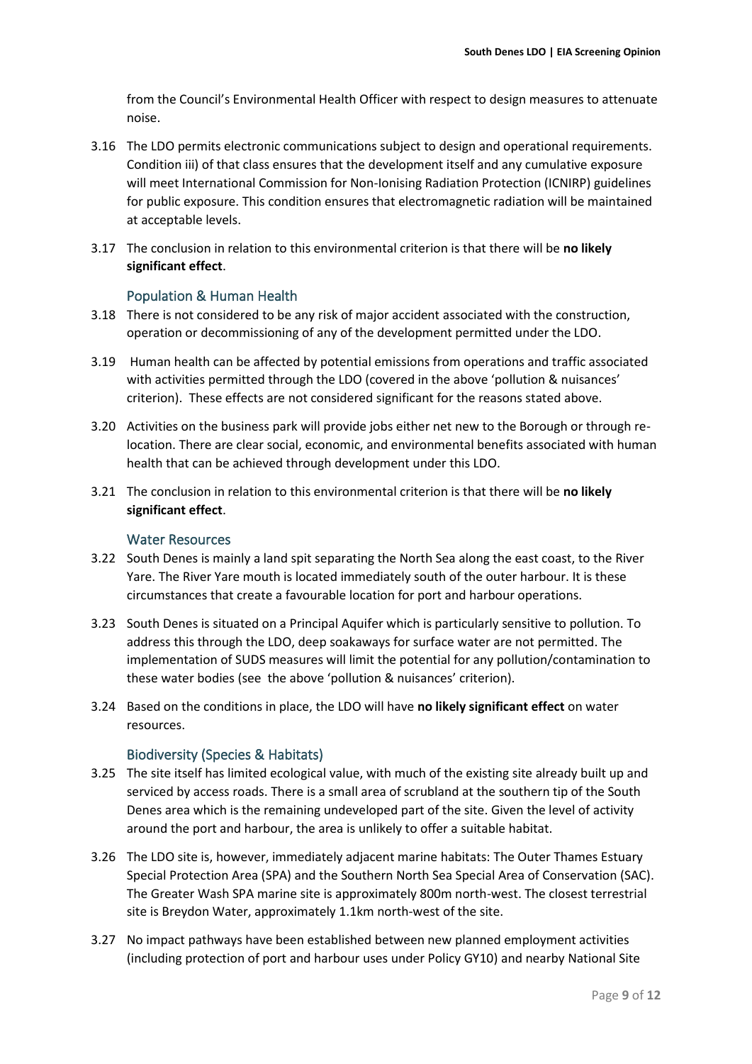from the Council's Environmental Health Officer with respect to design measures to attenuate noise.

3.16 The LDO permits electronic communications subject to design and operational requirements. Condition iii) of that class ensures that the development itself and any cumulative exposure will meet International Commission for Non-Ionising Radiation Protection (ICNIRP) guidelines for public exposure. This condition ensures that electromagnetic radiation will be maintained at acceptable levels.

3.17 The conclusion in relation to this environmental criterion is that there will be **no likely significant effect**.

### Population & Human Health

3.18 There is not considered to be any risk of major accident associated with the construction, operation or decommissioning of any of the development permitted under the LDO.

3.19 Human health can be affected by potential emissions from operations and traffic associated with activities permitted through the LDO (covered in the above 'pollution & nuisances' criterion). These effects are not considered significant for the reasons stated above.

3.20 Activities on the business park will provide jobs either net new to the Borough or through re-location. There are clear social, economic, and environmental benefits associated with human health that can be achieved through development under this LDO.

3.21 The conclusion in relation to this environmental criterion is that there will be **no likely significant effect**.

### Water Resources

3.22 South Denes is mainly a land spit separating the North Sea along the east coast, to the River Yare. The River Yare mouth is located immediately south of the outer harbour. It is these circumstances that create a favourable location for port and harbour operations.

3.23 South Denes is situated on a Principal Aquifer which is particularly sensitive to pollution. To address this through the LDO, deep soakaways for surface water are not permitted. The implementation of SUDS measures will limit the potential for any pollution/contamination to these water bodies (see the above 'pollution & nuisances' criterion).

3.24 Based on the conditions in place, the LDO will have **no likely significant effect** on water resources.

### Biodiversity (Species & Habitats)

3.25 The site itself has limited ecological value, with much of the existing site already built up and serviced by access roads. There is a small area of scrubland at the southern tip of the South Denes area which is the remaining undeveloped part of the site. Given the level of activity around the port and harbour, the area is unlikely to offer a suitable habitat.

3.26 The LDO site is, however, immediately adjacent marine habitats: The Outer Thames Estuary Special Protection Area (SPA) and the Southern North Sea Special Area of Conservation (SAC). The Greater Wash SPA marine site is approximately 800m north-west. The closest terrestrial site is Breydon Water, approximately 1.1km north-west of the site.

3.27 No impact pathways have been established between new planned employment activities (including protection of port and harbour uses under Policy GY10) and nearby National Site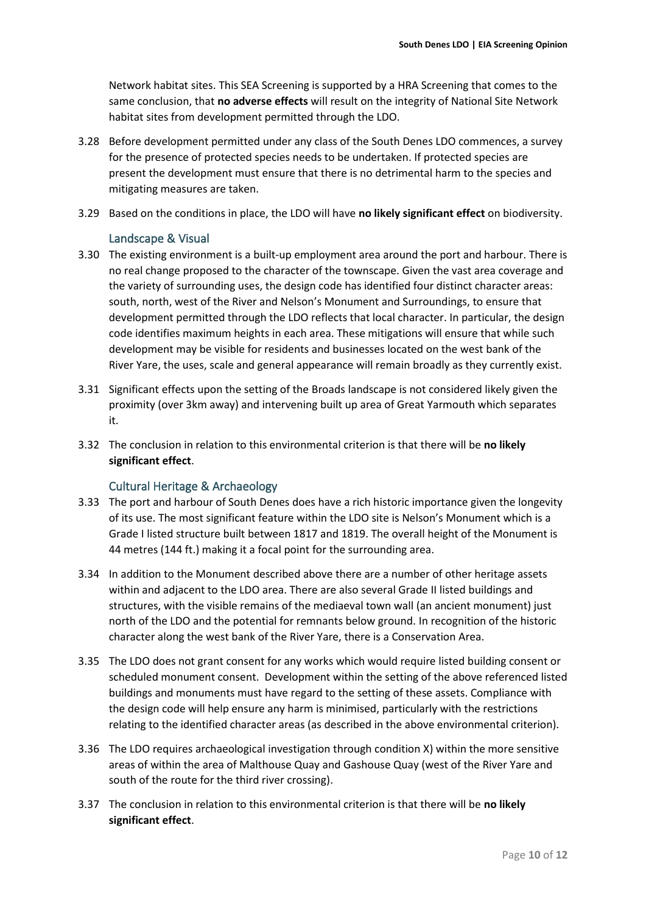Network habitat sites. This SEA Screening is supported by a HRA Screening that comes to the same conclusion, that **no adverse effects** will result on the integrity of National Site Network habitat sites from development permitted through the LDO.

3.28 Before development permitted under any class of the South Denes LDO commences, a survey for the presence of protected species needs to be undertaken. If protected species are present the development must ensure that there is no detrimental harm to the species and mitigating measures are taken.

3.29 Based on the conditions in place, the LDO will have **no likely significant effect** on biodiversity.

### Landscape & Visual

3.30 The existing environment is a built-up employment area around the port and harbour. There is no real change proposed to the character of the townscape. Given the vast area coverage and the variety of surrounding uses, the design code has identified four distinct character areas: south, north, west of the River and Nelson's Monument and Surroundings, to ensure that development permitted through the LDO reflects that local character. In particular, the design code identifies maximum heights in each area. These mitigations will ensure that while such development may be visible for residents and businesses located on the west bank of the River Yare, the uses, scale and general appearance will remain broadly as they currently exist.

3.31 Significant effects upon the setting of the Broads landscape is not considered likely given the proximity (over 3km away) and intervening built up area of Great Yarmouth which separates it.

3.32 The conclusion in relation to this environmental criterion is that there will be **no likely significant effect**.

### Cultural Heritage & Archaeology

3.33 The port and harbour of South Denes does have a rich historic importance given the longevity of its use. The most significant feature within the LDO site is Nelson's Monument which is a Grade I listed structure built between 1817 and 1819. The overall height of the Monument is 44 metres (144 ft.) making it a focal point for the surrounding area.

3.34 In addition to the Monument described above there are a number of other heritage assets within and adjacent to the LDO area. There are also several Grade II listed buildings and structures, with the visible remains of the mediaeval town wall (an ancient monument) just north of the LDO and the potential for remnants below ground. In recognition of the historic character along the west bank of the River Yare, there is a Conservation Area.

3.35 The LDO does not grant consent for any works which would require listed building consent or scheduled monument consent. Development within the setting of the above referenced listed buildings and monuments must have regard to the setting of these assets. Compliance with the design code will help ensure any harm is minimised, particularly with the restrictions relating to the identified character areas (as described in the above environmental criterion).

3.36 The LDO requires archaeological investigation through condition X) within the more sensitive areas of within the area of Malthouse Quay and Gashouse Quay (west of the River Yare and south of the route for the third river crossing).

3.37 The conclusion in relation to this environmental criterion is that there will be **no likely significant effect**.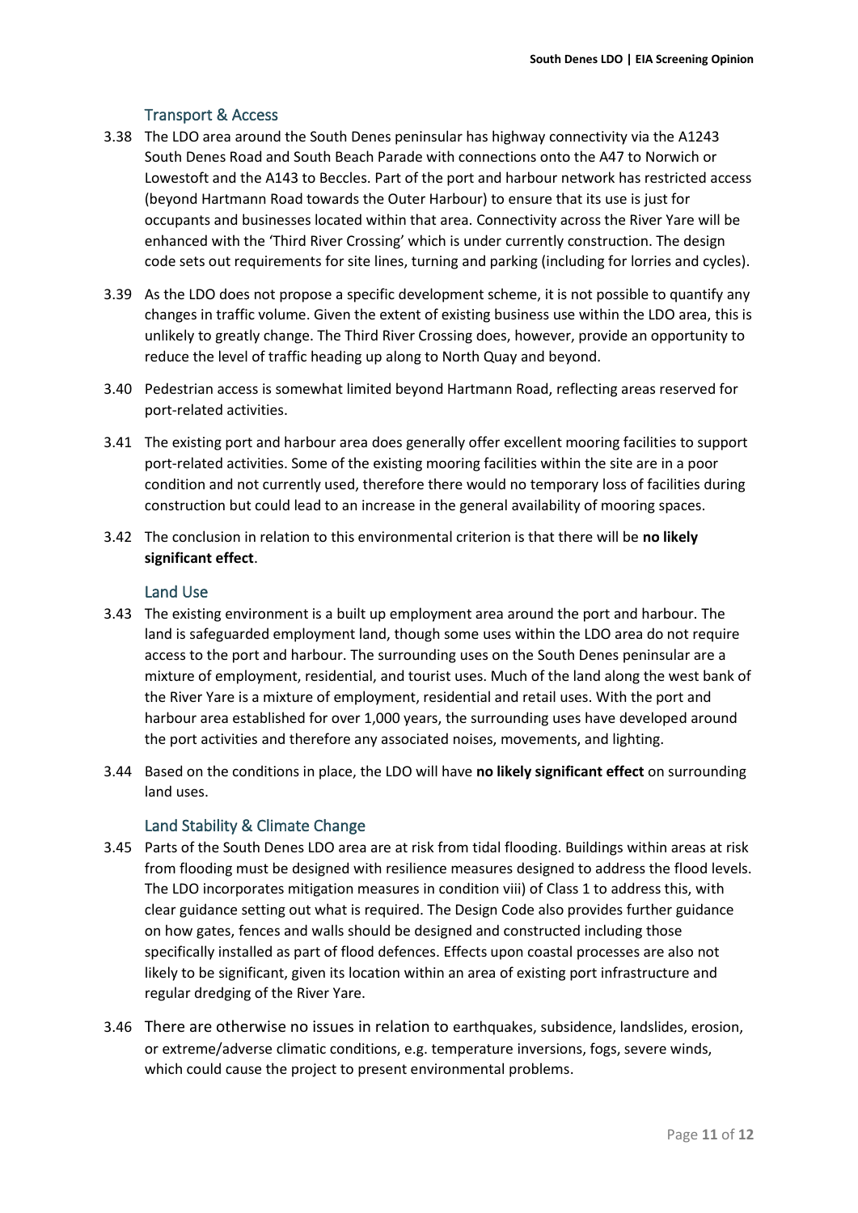### Transport & Access

3.38 The LDO area around the South Denes peninsular has highway connectivity via the A1243 South Denes Road and South Beach Parade with connections onto the A47 to Norwich or Lowestoft and the A143 to Beccles. Part of the port and harbour network has restricted access (beyond Hartmann Road towards the Outer Harbour) to ensure that its use is just for occupants and businesses located within that area. Connectivity across the River Yare will be enhanced with the 'Third River Crossing' which is under currently construction. The design code sets out requirements for site lines, turning and parking (including for lorries and cycles).

3.39 As the LDO does not propose a specific development scheme, it is not possible to quantify any changes in traffic volume. Given the extent of existing business use within the LDO area, this is unlikely to greatly change. The Third River Crossing does, however, provide an opportunity to reduce the level of traffic heading up along to North Quay and beyond.

3.40 Pedestrian access is somewhat limited beyond Hartmann Road, reflecting areas reserved for port-related activities.

3.41 The existing port and harbour area does generally offer excellent mooring facilities to support port-related activities. Some of the existing mooring facilities within the site are in a poor condition and not currently used, therefore there would no temporary loss of facilities during construction but could lead to an increase in the general availability of mooring spaces.

3.42 The conclusion in relation to this environmental criterion is that there will be **no likely significant effect**.

### Land Use

3.43 The existing environment is a built up employment area around the port and harbour. The land is safeguarded employment land, though some uses within the LDO area do not require access to the port and harbour. The surrounding uses on the South Denes peninsular are a mixture of employment, residential, and tourist uses. Much of the land along the west bank of the River Yare is a mixture of employment, residential and retail uses. With the port and harbour area established for over 1,000 years, the surrounding uses have developed around the port activities and therefore any associated noises, movements, and lighting.

3.44 Based on the conditions in place, the LDO will have **no likely significant effect** on surrounding land uses.

### Land Stability & Climate Change

3.45 Parts of the South Denes LDO area are at risk from tidal flooding. Buildings within areas at risk from flooding must be designed with resilience measures designed to address the flood levels. The LDO incorporates mitigation measures in condition viii) of Class 1 to address this, with clear guidance setting out what is required. The Design Code also provides further guidance on how gates, fences and walls should be designed and constructed including those specifically installed as part of flood defences. Effects upon coastal processes are also not likely to be significant, given its location within an area of existing port infrastructure and regular dredging of the River Yare.

3.46 There are otherwise no issues in relation to earthquakes, subsidence, landslides, erosion, or extreme/adverse climatic conditions, e.g. temperature inversions, fogs, severe winds, which could cause the project to present environmental problems.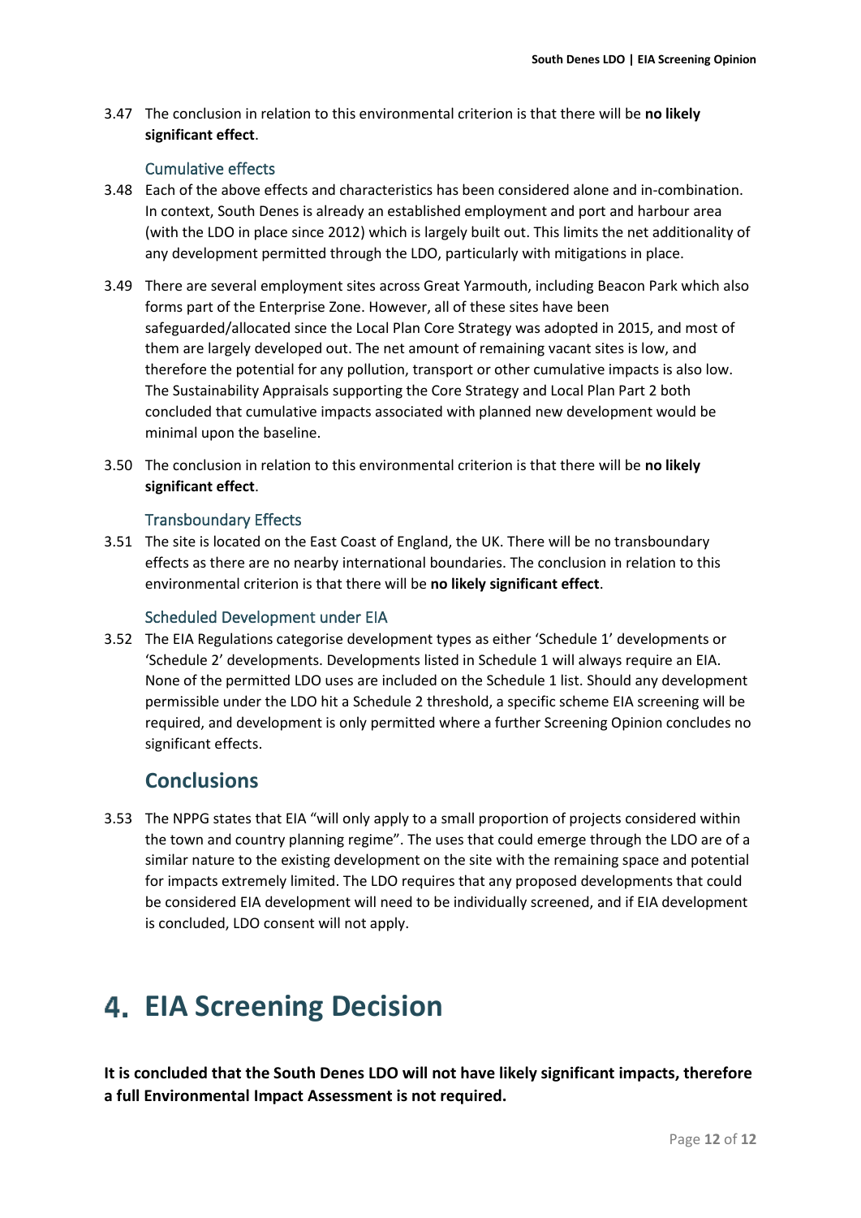3.47 The conclusion in relation to this environmental criterion is that there will be **no likely significant effect**.

### Cumulative effects

3.48 Each of the above effects and characteristics has been considered alone and in-combination. In context, South Denes is already an established employment and port and harbour area (with the LDO in place since 2012) which is largely built out. This limits the net additionality of any development permitted through the LDO, particularly with mitigations in place.

3.49 There are several employment sites across Great Yarmouth, including Beacon Park which also forms part of the Enterprise Zone. However, all of these sites have been safeguarded/allocated since the Local Plan Core Strategy was adopted in 2015, and most of them are largely developed out. The net amount of remaining vacant sites is low, and therefore the potential for any pollution, transport or other cumulative impacts is also low. The Sustainability Appraisals supporting the Core Strategy and Local Plan Part 2 both concluded that cumulative impacts associated with planned new development would be minimal upon the baseline.

3.50 The conclusion in relation to this environmental criterion is that there will be **no likely significant effect**.

### Transboundary Effects

3.51 The site is located on the East Coast of England, the UK. There will be no transboundary effects as there are no nearby international boundaries. The conclusion in relation to this environmental criterion is that there will be **no likely significant effect**.

### Scheduled Development under EIA

3.52 The EIA Regulations categorise development types as either 'Schedule 1' developments or 'Schedule 2' developments. Developments listed in Schedule 1 will always require an EIA. None of the permitted LDO uses are included on the Schedule 1 list. Should any development permissible under the LDO hit a Schedule 2 threshold, a specific scheme EIA screening will be required, and development is only permitted where a further Screening Opinion concludes no significant effects.

## Conclusions

3.53 The NPPG states that EIA "will only apply to a small proportion of projects considered within the town and country planning regime". The uses that could emerge through the LDO are of a similar nature to the existing development on the site with the remaining space and potential for impacts extremely limited. The LDO requires that any proposed developments that could be considered EIA development will need to be individually screened, and if EIA development is concluded, LDO consent will not apply.

# 4. EIA Screening Decision

**It is concluded that the South Denes LDO will not have likely significant impacts, therefore a full Environmental Impact Assessment is not required.**